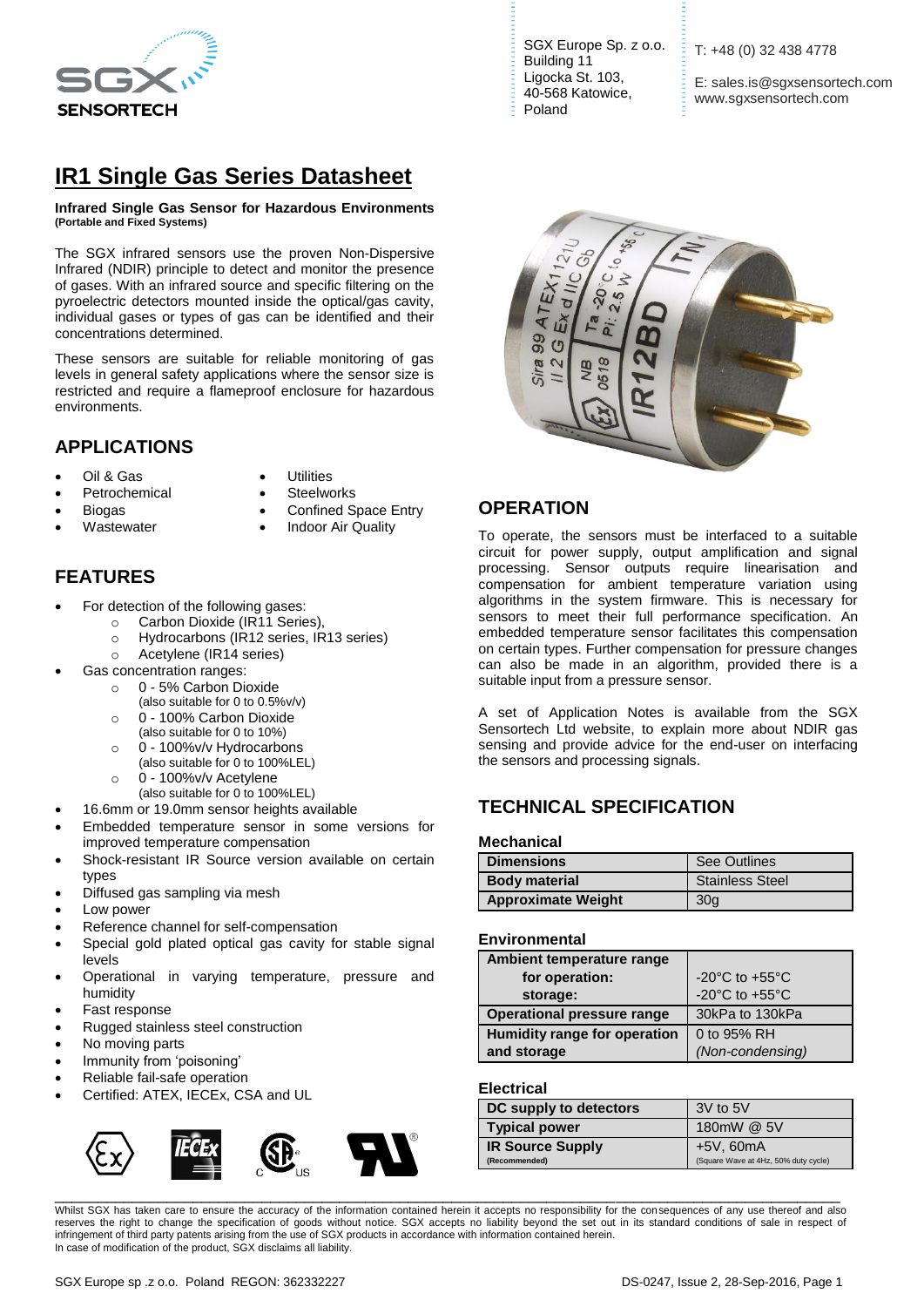SGX Europe Sp. z o.o.
Building 11
Ligocka St. 103,
40-568 Katowice,
Poland

T: +48 (0) 32 438 4778

E: sales.is@sgxsensortech.com
www.sgxsensortech.com

# IR1 Single Gas Series Datasheet

**Infrared Single Gas Sensor for Hazardous Environments**
**(Portable and Fixed Systems)**

The SGX infrared sensors use the proven Non-Dispersive Infrared (NDIR) principle to detect and monitor the presence of gases. With an infrared source and specific filtering on the pyroelectric detectors mounted inside the optical/gas cavity, individual gases or types of gas can be identified and their concentrations determined.

These sensors are suitable for reliable monitoring of gas levels in general safety applications where the sensor size is restricted and require a flameproof enclosure for hazardous environments.

## APPLICATIONS

- Oil & Gas
- Petrochemical
- Biogas
- Wastewater
- Utilities
- Steelworks
- Confined Space Entry
- Indoor Air Quality

## FEATURES

- For detection of the following gases:
  - Carbon Dioxide (IR11 Series),
  - Hydrocarbons (IR12 series, IR13 series)
  - Acetylene (IR14 series)
- Gas concentration ranges:
  - 0 - 5% Carbon Dioxide (also suitable for 0 to 0.5%v/v)
  - 0 - 100% Carbon Dioxide (also suitable for 0 to 10%)
  - 0 - 100%v/v Hydrocarbons (also suitable for 0 to 100%LEL)
  - 0 - 100%v/v Acetylene (also suitable for 0 to 100%LEL)
- 16.6mm or 19.0mm sensor heights available
- Embedded temperature sensor in some versions for improved temperature compensation
- Shock-resistant IR Source version available on certain types
- Diffused gas sampling via mesh
- Low power
- Reference channel for self-compensation
- Special gold plated optical gas cavity for stable signal levels
- Operational in varying temperature, pressure and humidity
- Fast response
- Rugged stainless steel construction
- No moving parts
- Immunity from 'poisoning'
- Reliable fail-safe operation
- Certified: ATEX, IECEx, CSA and UL

## OPERATION

To operate, the sensors must be interfaced to a suitable circuit for power supply, output amplification and signal processing. Sensor outputs require linearisation and compensation for ambient temperature variation using algorithms in the system firmware. This is necessary for sensors to meet their full performance specification. An embedded temperature sensor facilitates this compensation on certain types. Further compensation for pressure changes can also be made in an algorithm, provided there is a suitable input from a pressure sensor.

A set of Application Notes is available from the SGX Sensortech Ltd website, to explain more about NDIR gas sensing and provide advice for the end-user on interfacing the sensors and processing signals.

## TECHNICAL SPECIFICATION

### Mechanical

| Dimensions | See Outlines |
|---|---|
| **Body material** | Stainless Steel |
| **Approximate Weight** | 30g |

### Environmental

| Ambient temperature range | |
|---|---|
| **for operation:** | -20°C to +55°C |
| **storage:** | -20°C to +55°C |
| **Operational pressure range** | 30kPa to 130kPa |
| **Humidity range for operation and storage** | 0 to 95% RH *(Non-condensing)* |

### Electrical

| DC supply to detectors | 3V to 5V |
|---|---|
| **Typical power** | 180mW @ 5V |
| **IR Source Supply (Recommended)** | +5V, 60mA (Square Wave at 4Hz, 50% duty cycle) |

Whilst SGX has taken care to ensure the accuracy of the information contained herein it accepts no responsibility for the consequences of any use thereof and also reserves the right to change the specification of goods without notice. SGX accepts no liability beyond the set out in its standard conditions of sale in respect of infringement of third party patents arising from the use of SGX products in accordance with information contained herein.
In case of modification of the product, SGX disclaims all liability.

SGX Europe sp .z o.o. Poland REGON: 362332227 DS-0247, Issue 2, 28-Sep-2016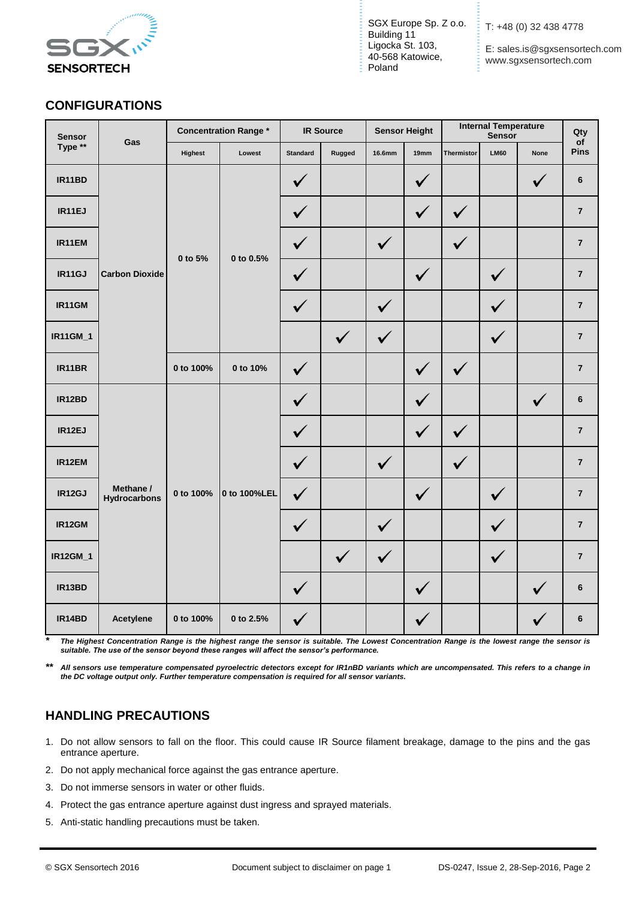## CONFIGURATIONS

| Sensor Type ** | Gas | Concentration Range * | | IR Source | | Sensor Height | | Internal Temperature Sensor | | | Qty of Pins |
|---|---|---|---|---|---|---|---|---|---|---|---|
| | | Highest | Lowest | Standard | Rugged | 16.6mm | 19mm | Thermistor | LM60 | None | |
| IR11BD | Carbon Dioxide | 0 to 5% | 0 to 0.5% | ✓ | | | ✓ | | | ✓ | 6 |
| IR11EJ | Carbon Dioxide | 0 to 5% | 0 to 0.5% | ✓ | | | ✓ | ✓ | | | 7 |
| IR11EM | Carbon Dioxide | 0 to 5% | 0 to 0.5% | ✓ | | ✓ | | ✓ | | | 7 |
| IR11GJ | Carbon Dioxide | 0 to 5% | 0 to 0.5% | ✓ | | | ✓ | | ✓ | | 7 |
| IR11GM | Carbon Dioxide | 0 to 5% | 0 to 0.5% | ✓ | | ✓ | | | ✓ | | 7 |
| IR11GM_1 | Carbon Dioxide | 0 to 5% | 0 to 0.5% | | ✓ | ✓ | | | ✓ | | 7 |
| IR11BR | Carbon Dioxide | 0 to 100% | 0 to 10% | ✓ | | | ✓ | ✓ | | | 7 |
| IR12BD | Methane / Hydrocarbons | 0 to 100% | 0 to 100%LEL | ✓ | | | ✓ | | | ✓ | 6 |
| IR12EJ | Methane / Hydrocarbons | 0 to 100% | 0 to 100%LEL | ✓ | | | ✓ | ✓ | | | 7 |
| IR12EM | Methane / Hydrocarbons | 0 to 100% | 0 to 100%LEL | ✓ | | ✓ | | ✓ | | | 7 |
| IR12GJ | Methane / Hydrocarbons | 0 to 100% | 0 to 100%LEL | ✓ | | | ✓ | | ✓ | | 7 |
| IR12GM | Methane / Hydrocarbons | 0 to 100% | 0 to 100%LEL | ✓ | | ✓ | | | ✓ | | 7 |
| IR12GM_1 | Methane / Hydrocarbons | 0 to 100% | 0 to 100%LEL | | ✓ | ✓ | | | ✓ | | 7 |
| IR13BD | Methane / Hydrocarbons | 0 to 100% | 0 to 100%LEL | ✓ | | | ✓ | | | ✓ | 6 |
| IR14BD | Acetylene | 0 to 100% | 0 to 2.5% | ✓ | | | ✓ | | | ✓ | 6 |

\* *The Highest Concentration Range is the highest range the sensor is suitable. The Lowest Concentration Range is the lowest range the sensor is suitable. The use of the sensor beyond these ranges will affect the sensor's performance.*

\*\* *All sensors use temperature compensated pyroelectric detectors except for IR1nBD variants which are uncompensated. This refers to a change in the DC voltage output only. Further temperature compensation is required for all sensor variants.*

## HANDLING PRECAUTIONS

1. Do not allow sensors to fall on the floor. This could cause IR Source filament breakage, damage to the pins and the gas entrance aperture.
2. Do not apply mechanical force against the gas entrance aperture.
3. Do not immerse sensors in water or other fluids.
4. Protect the gas entrance aperture against dust ingress and sprayed materials.
5. Anti-static handling precautions must be taken.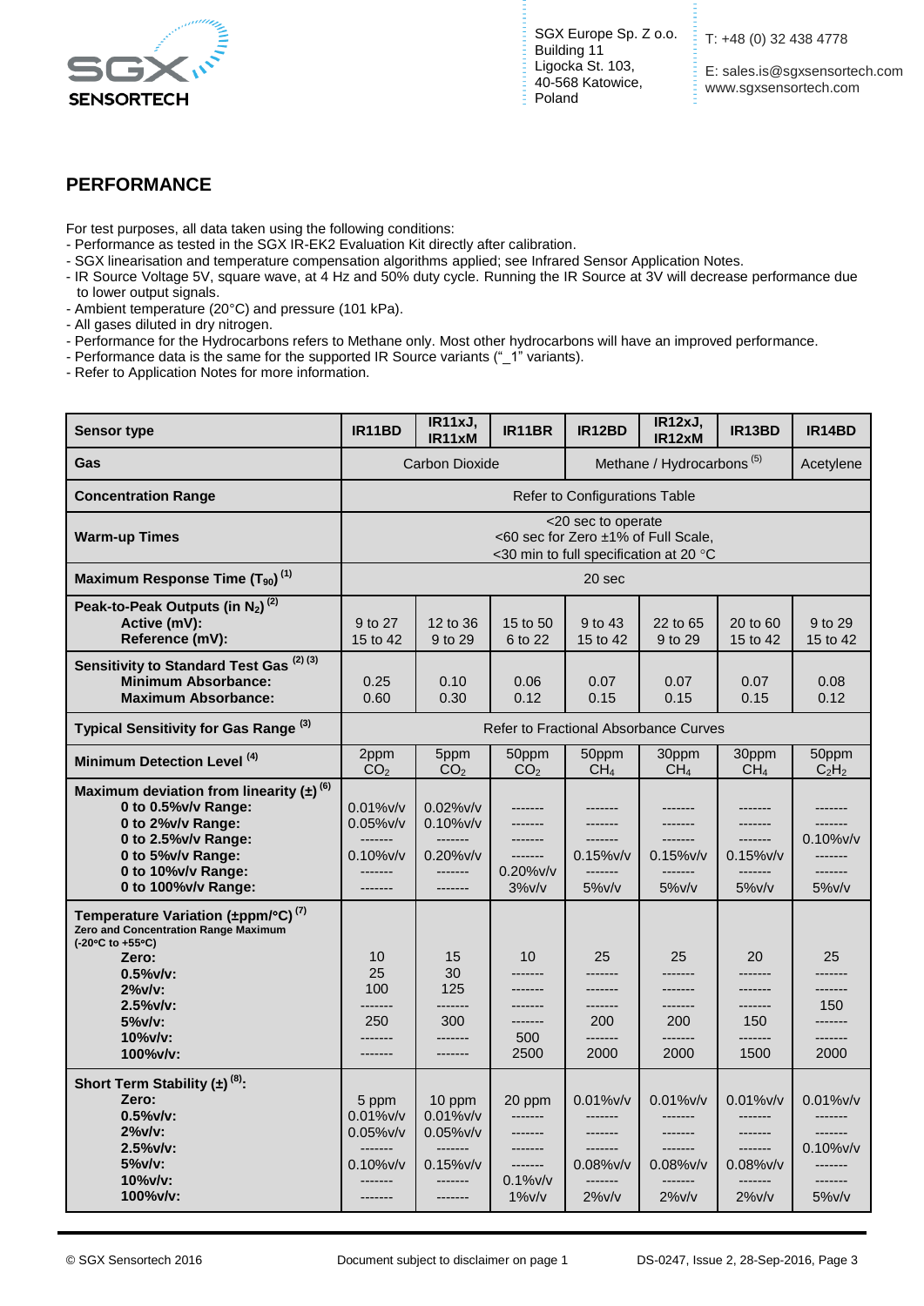## PERFORMANCE

For test purposes, all data taken using the following conditions:

- Performance as tested in the SGX IR-EK2 Evaluation Kit directly after calibration.
- SGX linearisation and temperature compensation algorithms applied; see Infrared Sensor Application Notes.
- IR Source Voltage 5V, square wave, at 4 Hz and 50% duty cycle. Running the IR Source at 3V will decrease performance due to lower output signals.
- Ambient temperature (20°C) and pressure (101 kPa).
- All gases diluted in dry nitrogen.
- Performance for the Hydrocarbons refers to Methane only. Most other hydrocarbons will have an improved performance.
- Performance data is the same for the supported IR Source variants ("_1" variants).
- Refer to Application Notes for more information.

| Sensor type | IR11BD | IR11xJ, IR11xM | IR11BR | IR12BD | IR12xJ, IR12xM | IR13BD | IR14BD |
|---|---|---|---|---|---|---|---|
| Gas | Carbon Dioxide | | | Methane / Hydrocarbons [5] | | | Acetylene |
| Concentration Range | Refer to Configurations Table | | | | | | |
| Warm-up Times | <20 sec to operate<br><60 sec for Zero ±1% of Full Scale,<br><30 min to full specification at 20 °C | | | | | | |
| Maximum Response Time ($T_{90}$) [1] | 20 sec | | | | | | |
| Peak-to-Peak Outputs (in $N_2$) [2]<br>Active (mV):<br>Reference (mV): | <br>9 to 27<br>15 to 42 | <br>12 to 36<br>9 to 29 | <br>15 to 50<br>6 to 22 | <br>9 to 43<br>15 to 42 | <br>22 to 65<br>9 to 29 | <br>20 to 60<br>15 to 42 | <br>9 to 29<br>15 to 42 |
| Sensitivity to Standard Test Gas [2] [3]<br>Minimum Absorbance:<br>Maximum Absorbance: | <br>0.25<br>0.60 | <br>0.10<br>0.30 | <br>0.06<br>0.12 | <br>0.07<br>0.15 | <br>0.07<br>0.15 | <br>0.07<br>0.15 | <br>0.08<br>0.12 |
| Typical Sensitivity for Gas Range [3] | Refer to Fractional Absorbance Curves | | | | | | |
| Minimum Detection Level [4] | 2ppm $CO_2$ | 5ppm $CO_2$ | 50ppm $CO_2$ | 50ppm $CH_4$ | 30ppm $CH_4$ | 30ppm $CH_4$ | 50ppm $C_2H_2$ |
| Maximum deviation from linearity (±) [6]<br>0 to 0.5%v/v Range:<br>0 to 2%v/v Range:<br>0 to 2.5%v/v Range:<br>0 to 5%v/v Range:<br>0 to 10%v/v Range:<br>0 to 100%v/v Range: | <br>0.01%v/v<br>0.05%v/v<br>-------<br>0.10%v/v<br>-------<br>------- | <br>0.02%v/v<br>0.10%v/v<br>-------<br>0.20%v/v<br>-------<br>------- | <br>-------<br>-------<br>-------<br>-------<br>0.20%v/v<br>3%v/v | <br>-------<br>-------<br>-------<br>0.15%v/v<br>-------<br>5%v/v | <br>-------<br>-------<br>-------<br>0.15%v/v<br>-------<br>5%v/v | <br>-------<br>-------<br>-------<br>0.15%v/v<br>-------<br>5%v/v | <br>-------<br>-------<br>0.10%v/v<br>-------<br>-------<br>5%v/v |
| Temperature Variation (±ppm/°C) [7]<br>Zero and Concentration Range Maximum (-20°C to +55°C)<br>Zero:<br>0.5%v/v:<br>2%v/v:<br>2.5%v/v:<br>5%v/v:<br>10%v/v:<br>100%v/v: | <br><br>10<br>25<br>100<br>-------<br>250<br>-------<br>------- | <br><br>15<br>30<br>125<br>-------<br>300<br>-------<br>------- | <br><br>10<br>-------<br>-------<br>-------<br>-------<br>500<br>2500 | <br><br>25<br>-------<br>-------<br>-------<br>200<br>-------<br>2000 | <br><br>25<br>-------<br>-------<br>-------<br>200<br>-------<br>2000 | <br><br>20<br>-------<br>-------<br>-------<br>150<br>-------<br>1500 | <br><br>25<br>-------<br>-------<br>150<br>-------<br>-------<br>2000 |
| Short Term Stability (±) [8]:<br>Zero:<br>0.5%v/v:<br>2%v/v:<br>2.5%v/v:<br>5%v/v:<br>10%v/v:<br>100%v/v: | <br>5 ppm<br>0.01%v/v<br>0.05%v/v<br>-------<br>0.10%v/v<br>-------<br>------- | <br>10 ppm<br>0.01%v/v<br>0.05%v/v<br>-------<br>0.15%v/v<br>-------<br>------- | <br>20 ppm<br>-------<br>-------<br>-------<br>-------<br>0.1%v/v<br>1%v/v | <br>0.01%v/v<br>-------<br>-------<br>-------<br>0.08%v/v<br>-------<br>2%v/v | <br>0.01%v/v<br>-------<br>-------<br>-------<br>0.08%v/v<br>-------<br>2%v/v | <br>0.01%v/v<br>-------<br>-------<br>-------<br>0.08%v/v<br>-------<br>2%v/v | <br>0.01%v/v<br>-------<br>-------<br>0.10%v/v<br>-------<br>-------<br>5%v/v |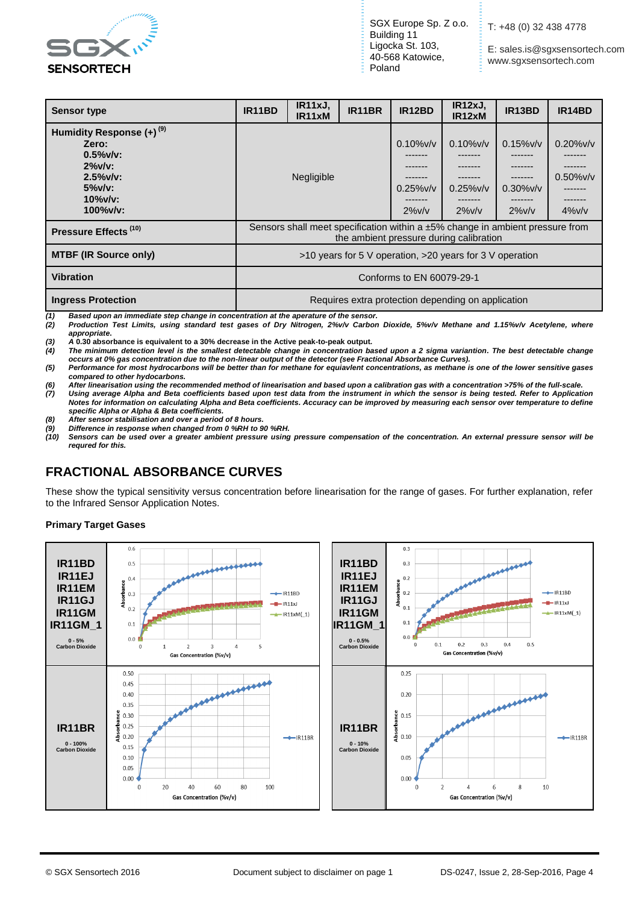| Sensor type | IR11BD | IR11xJ, IR11xM | IR11BR | IR12BD | IR12xJ, IR12xM | IR13BD | IR14BD |
|---|---|---|---|---|---|---|---|
| **Humidity Response (+) (9)**<br>**Zero:**<br>**0.5%v/v:**<br>**2%v/v:**<br>**2.5%v/v:**<br>**5%v/v:**<br>**10%v/v:**<br>**100%v/v:** | Negligible | | | 0.10%v/v<br>-------<br>-------<br>-------<br>0.25%v/v<br>-------<br>2%v/v | 0.10%v/v<br>-------<br>-------<br>-------<br>0.25%v/v<br>-------<br>2%v/v | 0.15%v/v<br>-------<br>-------<br>-------<br>0.30%v/v<br>-------<br>2%v/v | 0.20%v/v<br>-------<br>-------<br>0.50%v/v<br>-------<br>-------<br>4%v/v |
| **Pressure Effects (10)** | Sensors shall meet specification within a ±5% change in ambient pressure from the ambient pressure during calibration | | | | | | |
| **MTBF (IR Source only)** | >10 years for 5 V operation, >20 years for 3 V operation | | | | | | |
| **Vibration** | Conforms to EN 60079-29-1 | | | | | | |
| **Ingress Protection** | Requires extra protection depending on application | | | | | | |

*(1) Based upon an immediate step change in concentration at the aperature of the sensor.*
*(2) Production Test Limits, using standard test gases of Dry Nitrogen, 2%v/v Carbon Dioxide, 5%v/v Methane and 1.15%v/v Acetylene, where appropriate.*
*(3) A 0.30 absorbance is equivalent to a 30% decrease in the Active peak-to-peak output.*
*(4) The minimum detection level is the smallest detectable change in concentration based upon a 2 sigma variantion. The best detectable change occurs at 0% gas concentration due to the non-linear output of the detector (see Fractional Absorbance Curves).*
*(5) Performance for most hydrocarbons will be better than for methane for equiavlent concentrations, as methane is one of the lower sensitive gases compared to other hydocarbons.*
*(6) After linearisation using the recommended method of linearisation and based upon a calibration gas with a concentration >75% of the full-scale.*
*(7) Using average Alpha and Beta coefficients based upon test data from the instrument in which the sensor is being tested. Refer to Application Notes for information on calculating Alpha and Beta coefficients. Accuracy can be improved by measuring each sensor over temperature to define specific Alpha or Alpha & Beta coefficients.*
*(8) After sensor stabilisation and over a period of 8 hours.*
*(9) Difference in response when changed from 0 %RH to 90 %RH.*
*(10) Sensors can be used over a greater ambient pressure using pressure compensation of the concentration. An external pressure sensor will be requred for this.*

## FRACTIONAL ABSORBANCE CURVES

These show the typical sensitivity versus concentration before linearisation for the range of gases. For further explanation, refer to the Infrared Sensor Application Notes.

**Primary Target Gases**

| Sensors | Chart | Sensors | Chart |
|---|---|---|---|
| **IR11BD IR11EJ IR11EM IR11GJ IR11GM IR11GM_1**<br>0 - 5% Carbon Dioxide | Absorbance vs Gas Concentration (%v/v), 0–5; series IR11BD, IR11xJ, IR11xM(_1) | **IR11BD IR11EJ IR11EM IR11GJ IR11GM IR11GM_1**<br>0 - 0.5% Carbon Dioxide | Absorbance vs Gas Concentration (%v/v), 0–0.5; series IR11BD, IR11xJ, IR11xM(_1) |
| **IR11BR**<br>0 - 100% Carbon Dioxide | Absorbance vs Gas Concentration (%v/v), 0–100; series IR11BR | **IR11BR**<br>0 - 10% Carbon Dioxide | Absorbance vs Gas Concentration (%v/v), 0–10; series IR11BR |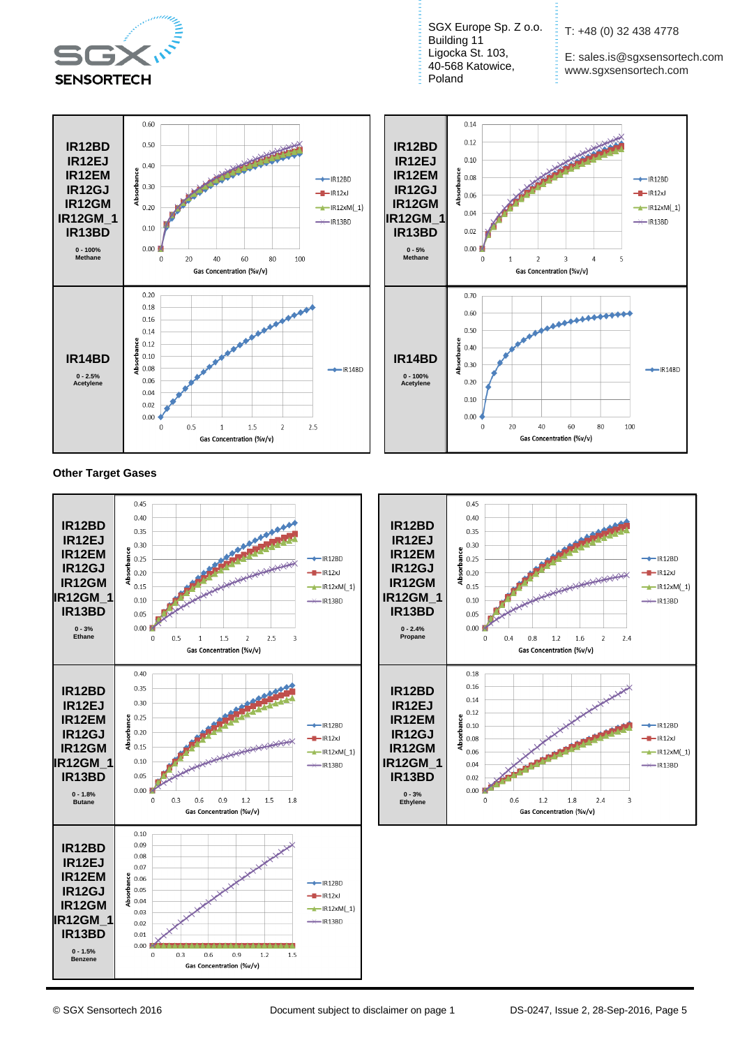| | |
|---|---|
| **IR12BD IR12EJ IR12EM IR12GJ IR12GM IR12GM_1 IR13BD** 0 - 100% Methane | |
| **IR12BD IR12EJ IR12EM IR12GJ IR12GM IR12GM_1 IR13BD** 0 - 5% Methane | |
| **IR14BD** 0 - 2.5% Acetylene | |
| **IR14BD** 0 - 100% Acetylene | |

### Other Target Gases

| | |
|---|---|
| **IR12BD IR12EJ IR12EM IR12GJ IR12GM IR12GM_1 IR13BD** 0 - 3% Ethane | |
| **IR12BD IR12EJ IR12EM IR12GJ IR12GM IR12GM_1 IR13BD** 0 - 2.4% Propane | |
| **IR12BD IR12EJ IR12EM IR12GJ IR12GM IR12GM_1 IR13BD** 0 - 1.8% Butane | |
| **IR12BD IR12EJ IR12EM IR12GJ IR12GM IR12GM_1 IR13BD** 0 - 3% Ethylene | |
| **IR12BD IR12EJ IR12EM IR12GJ IR12GM IR12GM_1 IR13BD** 0 - 1.5% Benzene | |

© SGX Sensortech 2016 — Document subject to disclaimer on page 1 — DS-0247, Issue 2, 28-Sep-2016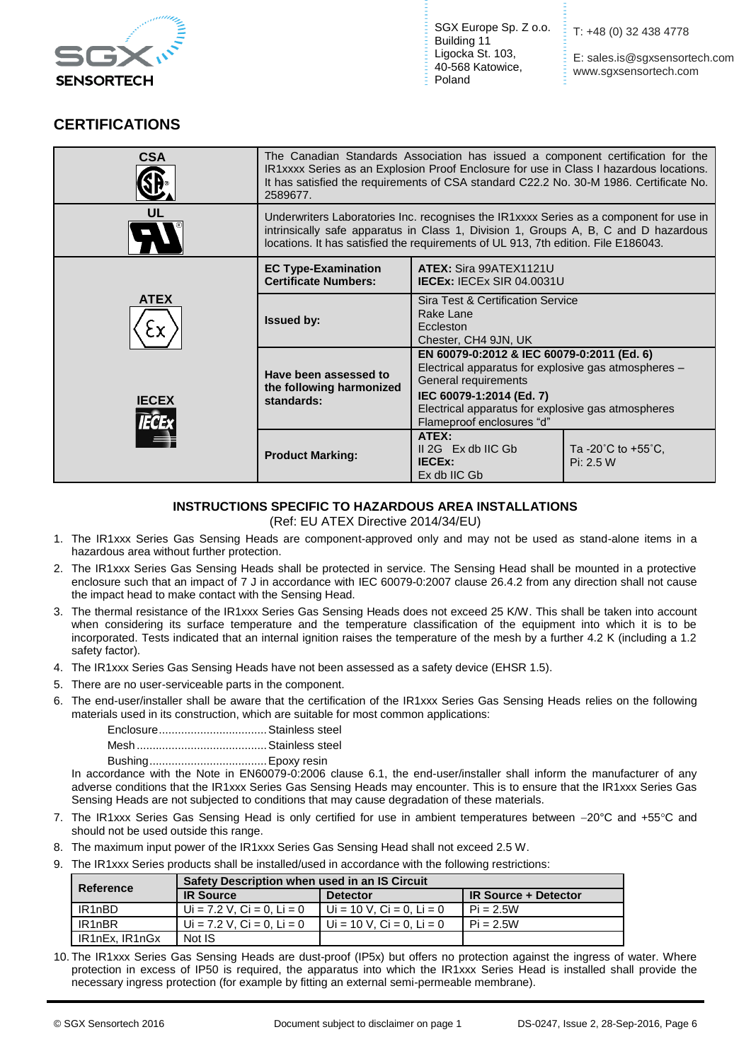## CERTIFICATIONS

| | | | |
|---|---|---|---|
| **CSA** | The Canadian Standards Association has issued a component certification for the IR1xxxx Series as an Explosion Proof Enclosure for use in Class I hazardous locations. It has satisfied the requirements of CSA standard C22.2 No. 30-M 1986. Certificate No. 2589677. | | |
| **UL** | Underwriters Laboratories Inc. recognises the IR1xxxx Series as a component for use in intrinsically safe apparatus in Class 1, Division 1, Groups A, B, C and D hazardous locations. It has satisfied the requirements of UL 913, 7th edition. File E186043. | | |
| **ATEX** / **IECEX** | **EC Type-Examination Certificate Numbers:** | **ATEX:** Sira 99ATEX1121U<br>**IECEx:** IECEx SIR 04.0031U | |
| | **Issued by:** | Sira Test & Certification Service<br>Rake Lane<br>Eccleston<br>Chester, CH4 9JN, UK | |
| | **Have been assessed to the following harmonized standards:** | **EN 60079-0:2012 & IEC 60079-0:2011 (Ed. 6)**<br>Electrical apparatus for explosive gas atmospheres – General requirements<br>**IEC 60079-1:2014 (Ed. 7)**<br>Electrical apparatus for explosive gas atmospheres Flameproof enclosures "d" | |
| | **Product Marking:** | **ATEX:**<br>II 2G Ex db IIC Gb<br>**IECEx:**<br>Ex db IIC Gb | Ta -20˚C to +55˚C,<br>Pi: 2.5 W |

### INSTRUCTIONS SPECIFIC TO HAZARDOUS AREA INSTALLATIONS

(Ref: EU ATEX Directive 2014/34/EU)

1. The IR1xxx Series Gas Sensing Heads are component-approved only and may not be used as stand-alone items in a hazardous area without further protection.
2. The IR1xxx Series Gas Sensing Heads shall be protected in service. The Sensing Head shall be mounted in a protective enclosure such that an impact of 7 J in accordance with IEC 60079-0:2007 clause 26.4.2 from any direction shall not cause the impact head to make contact with the Sensing Head.
3. The thermal resistance of the IR1xxx Series Gas Sensing Heads does not exceed 25 K/W. This shall be taken into account when considering its surface temperature and the temperature classification of the equipment into which it is to be incorporated. Tests indicated that an internal ignition raises the temperature of the mesh by a further 4.2 K (including a 1.2 safety factor).
4. The IR1xxx Series Gas Sensing Heads have not been assessed as a safety device (EHSR 1.5).
5. There are no user-serviceable parts in the component.
6. The end-user/installer shall be aware that the certification of the IR1xxx Series Gas Sensing Heads relies on the following materials used in its construction, which are suitable for most common applications:

   Enclosure.................................Stainless steel
   Mesh.........................................Stainless steel
   Bushing....................................Epoxy resin

   In accordance with the Note in EN60079-0:2006 clause 6.1, the end-user/installer shall inform the manufacturer of any adverse conditions that the IR1xxx Series Gas Sensing Heads may encounter. This is to ensure that the IR1xxx Series Gas Sensing Heads are not subjected to conditions that may cause degradation of these materials.
7. The IR1xxx Series Gas Sensing Head is only certified for use in ambient temperatures between −20°C and +55°C and should not be used outside this range.
8. The maximum input power of the IR1xxx Series Gas Sensing Head shall not exceed 2.5 W.
9. The IR1xxx Series products shall be installed/used in accordance with the following restrictions:

| Reference | Safety Description when used in an IS Circuit | | |
|---|---|---|---|
| | **IR Source** | **Detector** | **IR Source + Detector** |
| IR1nBD | Ui = 7.2 V, Ci = 0, Li = 0 | Ui = 10 V, Ci = 0, Li = 0 | Pi = 2.5W |
| IR1nBR | Ui = 7.2 V, Ci = 0, Li = 0 | Ui = 10 V, Ci = 0, Li = 0 | Pi = 2.5W |
| IR1nEx, IR1nGx | Not IS | | |

10. The IR1xxx Series Gas Sensing Heads are dust-proof (IP5x) but offers no protection against the ingress of water. Where protection in excess of IP50 is required, the apparatus into which the IR1xxx Series Head is installed shall provide the necessary ingress protection (for example by fitting an external semi-permeable membrane).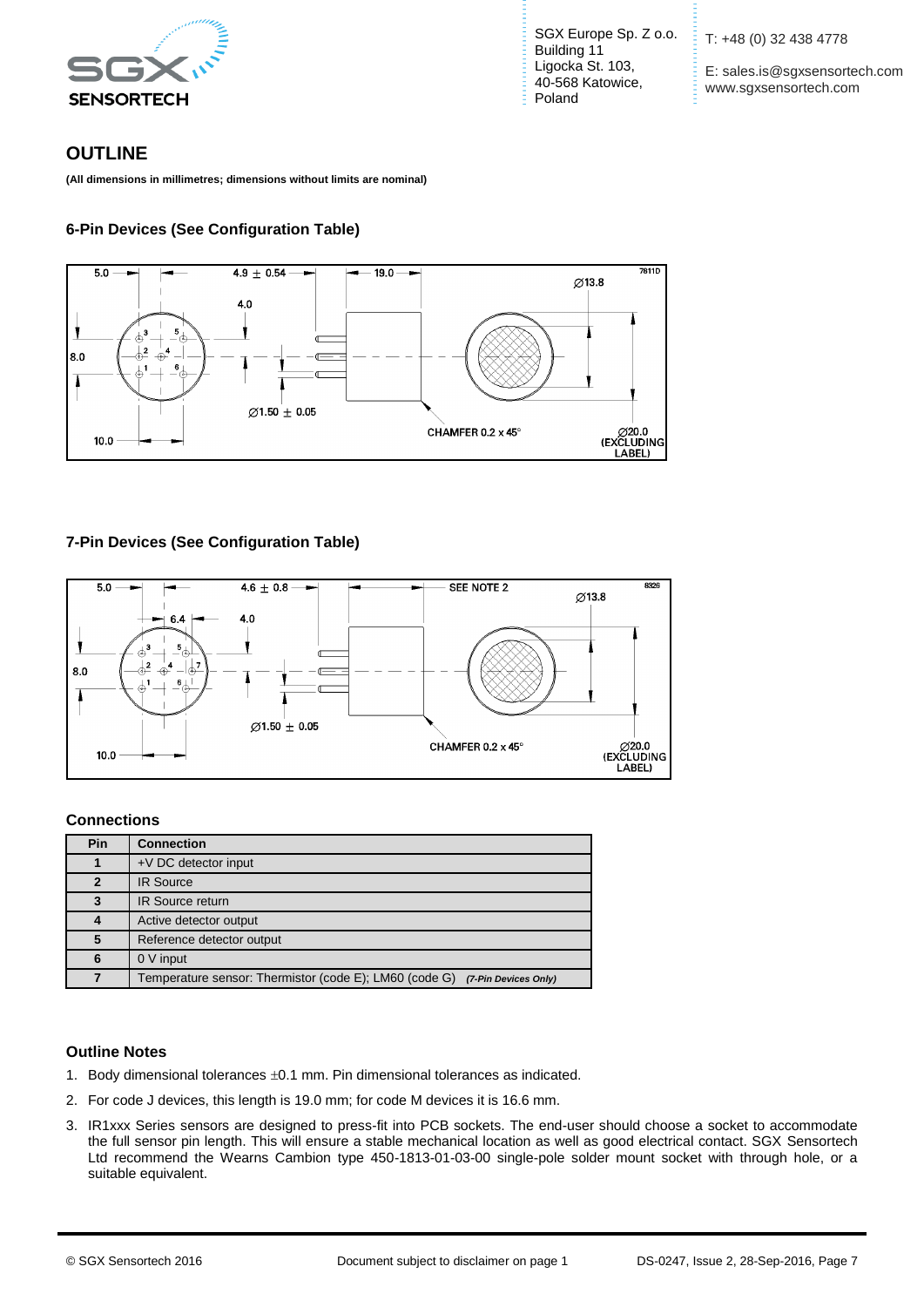SGX Europe Sp. Z o.o.
Building 11
Ligocka St. 103,
40-568 Katowice,
Poland

T: +48 (0) 32 438 4778

E: sales.is@sgxsensortech.com
www.sgxsensortech.com

## OUTLINE

**(All dimensions in millimetres; dimensions without limits are nominal)**

### 6-Pin Devices (See Configuration Table)

### 7-Pin Devices (See Configuration Table)

### Connections

| Pin | Connection |
|---|---|
| **1** | +V DC detector input |
| **2** | IR Source |
| **3** | IR Source return |
| **4** | Active detector output |
| **5** | Reference detector output |
| **6** | 0 V input |
| **7** | Temperature sensor: Thermistor (code E); LM60 (code G) ***(7-Pin Devices Only)*** |

### Outline Notes

1. Body dimensional tolerances ±0.1 mm. Pin dimensional tolerances as indicated.
2. For code J devices, this length is 19.0 mm; for code M devices it is 16.6 mm.
3. IR1xxx Series sensors are designed to press-fit into PCB sockets. The end-user should choose a socket to accommodate the full sensor pin length. This will ensure a stable mechanical location as well as good electrical contact. SGX Sensortech Ltd recommend the Wearns Cambion type 450-1813-01-03-00 single-pole solder mount socket with through hole, or a suitable equivalent.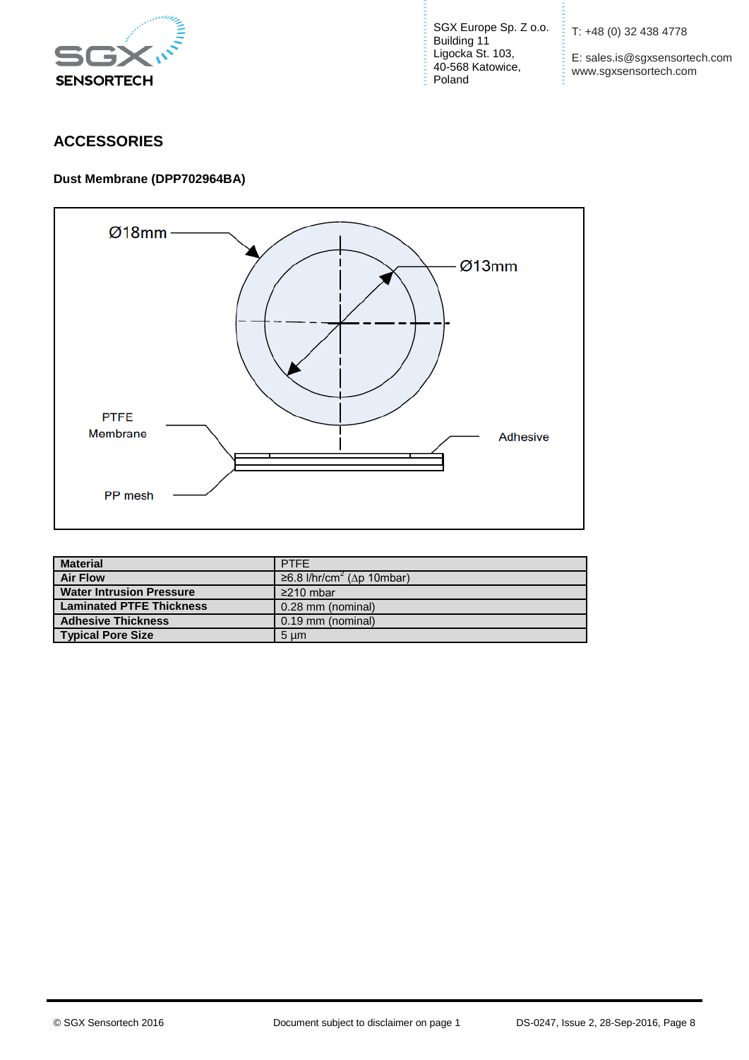## ACCESSORIES

**Dust Membrane (DPP702964BA)**

Ø18mm

Ø13mm

PTFE Membrane

Adhesive

PP mesh

| | |
|---|---|
| **Material** | PTFE |
| **Air Flow** | ≥6.8 l/hr/cm$^2$ (Δp 10mbar) |
| **Water Intrusion Pressure** | ≥210 mbar |
| **Laminated PTFE Thickness** | 0.28 mm (nominal) |
| **Adhesive Thickness** | 0.19 mm (nominal) |
| **Typical Pore Size** | 5 µm |